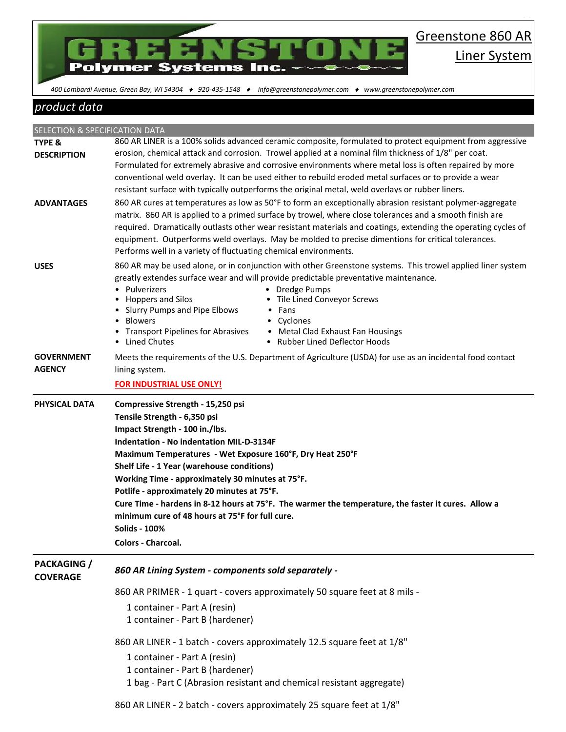# Greenstone 860 AR Liner System

**GREENSTONE Polymer Systems Inc.**

*400 Lombardi Avenue, Green Bay, WI 54304 ♦ 920-435-1548 ♦ info@greenstonepolymer.com ♦ www.greenstonepolymer.com*

## *product data*

### SELECTION & SPECIFICATION DATA

**TYPE & DESCRIPTION**

860 AR LINER is a 100% solids advanced ceramic composite, formulated to protect equipment from aggressive erosion, chemical attack and corrosion. Trowel applied at a nominal film thickness of 1/8" per coat. Formulated for extremely abrasive and corrosive environments where metal loss is often repaired by more conventional weld overlay. It can be used either to rebuild eroded metal surfaces or to provide a wear resistant surface with typically outperforms the original metal, weld overlays or rubber liners.

**ADVANTAGES**

860 AR cures at temperatures as low as 50°F to form an exceptionally abrasion resistant polymer-aggregate matrix. 860 AR is applied to a primed surface by trowel, where close tolerances and a smooth finish are required. Dramatically outlasts other wear resistant materials and coatings, extending the operating cycles of equipment. Outperforms weld overlays. May be molded to precise dimentions for critical tolerances. Performs well in a variety of fluctuating chemical environments.

**USES**

860 AR may be used alone, or in conjunction with other Greenstone systems. This trowel applied liner system greatly extendes surface wear and will provide predictable preventative maintenance.

- Pulverizers
- Hoppers and Silos
- Slurry Pumps and Pipe Elbows
- Blowers
- Transport Pipelines for Abrasives
- Lined Chutes
- Dredge Pumps
- Tile Lined Conveyor Screws
- Fans
- Cyclones
- Metal Clad Exhaust Fan Housings
- Rubber Lined Deflector Hoods

**GOVERNMENT AGENCY**

Meets the requirements of the U.S. Department of Agriculture (USDA) for use as an incidental food contact lining system.

**FOR INDUSTRIAL USE ONLY!**

---

**PHYSICAL DATA**

**Compressive Strength - 15,250 psi**

**Tensile Strength - 6,350 psi**

**Impact Strength - 100 in./lbs.**

**Indentation - No indentation MIL-D-3134F**

**Maximum Temperatures - Wet Exposure 160°F, Dry Heat 250°F**

**Shelf Life - 1 Year (warehouse conditions)**

**Working Time - approximately 30 minutes at 75°F.**

**Potlife - approximately 20 minutes at 75°F.**

**Cure Time - hardens in 8-12 hours at 75°F. The warmer the temperature, the faster it cures. Allow a minimum cure of 48 hours at 75°F for full cure.**

**Solids - 100%**

**Colors - Charcoal.**

---

**PACKAGING / COVERAGE**

***860 AR Lining System - components sold separately -***

860 AR PRIMER - 1 quart - covers approximately 50 square feet at 8 mils -

- 1 container - Part A (resin)
- 1 container - Part B (hardener)

860 AR LINER - 1 batch - covers approximately 12.5 square feet at 1/8"

- 1 container - Part A (resin)
- 1 container - Part B (hardener)
- 1 bag - Part C (Abrasion resistant and chemical resistant aggregate)

860 AR LINER - 2 batch - covers approximately 25 square feet at 1/8"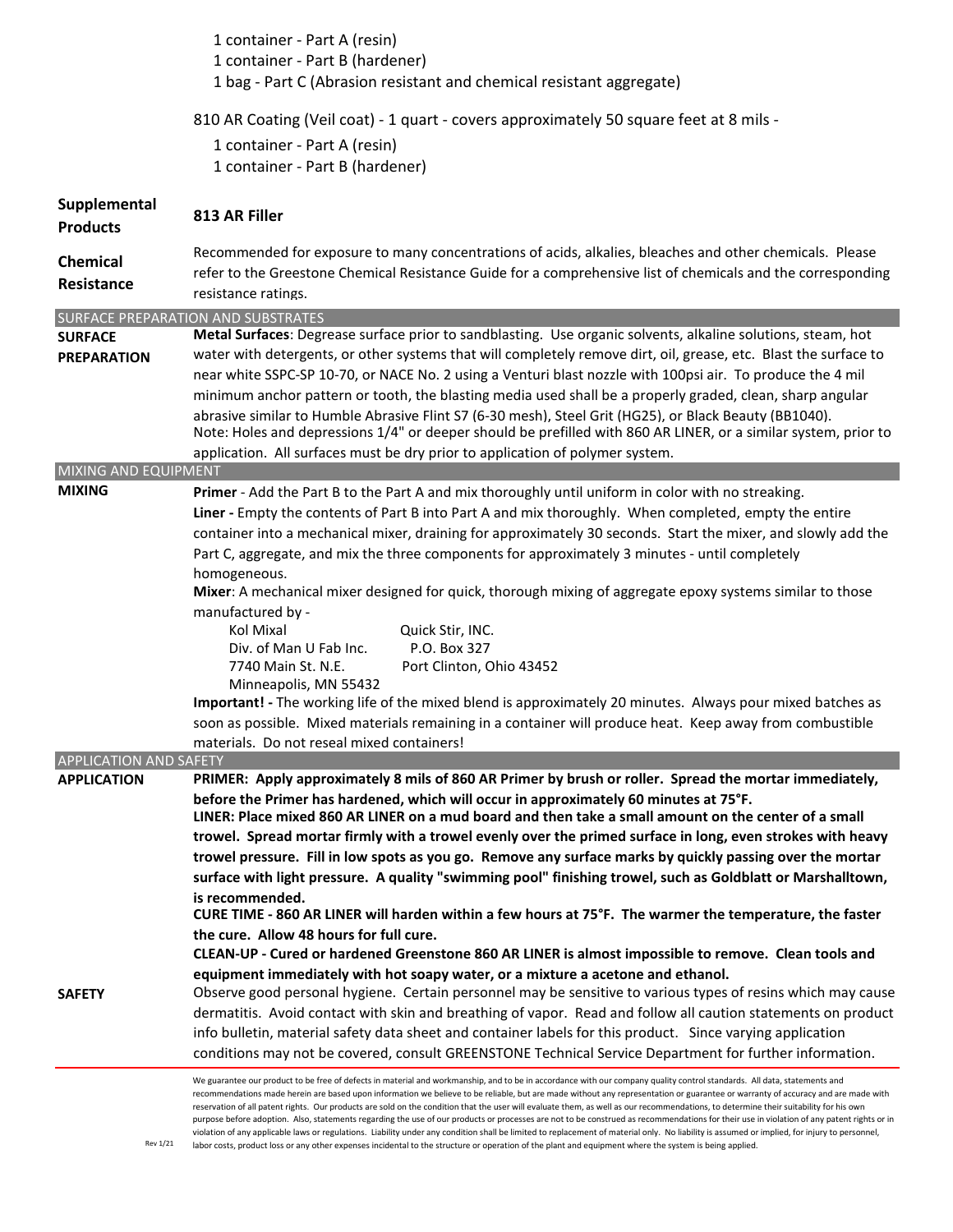1 container - Part A (resin)
1 container - Part B (hardener)
1 bag - Part C (Abrasion resistant and chemical resistant aggregate)

810 AR Coating (Veil coat) - 1 quart - covers approximately 50 square feet at 8 mils -

1 container - Part A (resin)
1 container - Part B (hardener)

**Supplemental Products** — **813 AR Filler**

**Chemical Resistance** — Recommended for exposure to many concentrations of acids, alkalies, bleaches and other chemicals. Please refer to the Greestone Chemical Resistance Guide for a comprehensive list of chemicals and the corresponding resistance ratings.

## SURFACE PREPARATION AND SUBSTRATES

**SURFACE PREPARATION**

**Metal Surfaces**: Degrease surface prior to sandblasting. Use organic solvents, alkaline solutions, steam, hot water with detergents, or other systems that will completely remove dirt, oil, grease, etc. Blast the surface to near white SSPC-SP 10-70, or NACE No. 2 using a Venturi blast nozzle with 100psi air. To produce the 4 mil minimum anchor pattern or tooth, the blasting media used shall be a properly graded, clean, sharp angular abrasive similar to Humble Abrasive Flint S7 (6-30 mesh), Steel Grit (HG25), or Black Beauty (BB1040).
Note: Holes and depressions 1/4" or deeper should be prefilled with 860 AR LINER, or a similar system, prior to application. All surfaces must be dry prior to application of polymer system.

## MIXING AND EQUIPMENT

**MIXING**

**Primer** - Add the Part B to the Part A and mix thoroughly until uniform in color with no streaking.

**Liner -** Empty the contents of Part B into Part A and mix thoroughly. When completed, empty the entire container into a mechanical mixer, draining for approximately 30 seconds. Start the mixer, and slowly add the Part C, aggregate, and mix the three components for approximately 3 minutes - until completely homogeneous.

**Mixer**: A mechanical mixer designed for quick, thorough mixing of aggregate epoxy systems similar to those manufactured by -

| | |
|---|---|
| Kol Mixal<br>Div. of Man U Fab Inc.<br>7740 Main St. N.E.<br>Minneapolis, MN 55432 | Quick Stir, INC.<br>P.O. Box 327<br>Port Clinton, Ohio 43452 |

**Important! -** The working life of the mixed blend is approximately 20 minutes. Always pour mixed batches as soon as possible. Mixed materials remaining in a container will produce heat. Keep away from combustible materials. Do not reseal mixed containers!

## APPLICATION AND SAFETY

**APPLICATION**

**PRIMER: Apply approximately 8 mils of 860 AR Primer by brush or roller. Spread the mortar immediately, before the Primer has hardened, which will occur in approximately 60 minutes at 75°F.**

**LINER: Place mixed 860 AR LINER on a mud board and then take a small amount on the center of a small trowel. Spread mortar firmly with a trowel evenly over the primed surface in long, even strokes with heavy trowel pressure. Fill in low spots as you go. Remove any surface marks by quickly passing over the mortar surface with light pressure. A quality "swimming pool" finishing trowel, such as Goldblatt or Marshalltown, is recommended.**

**CURE TIME - 860 AR LINER will harden within a few hours at 75°F. The warmer the temperature, the faster the cure. Allow 48 hours for full cure.**

**CLEAN-UP - Cured or hardened Greenstone 860 AR LINER is almost impossible to remove. Clean tools and equipment immediately with hot soapy water, or a mixture a acetone and ethanol.**

**SAFETY**

Observe good personal hygiene. Certain personnel may be sensitive to various types of resins which may cause dermatitis. Avoid contact with skin and breathing of vapor. Read and follow all caution statements on product info bulletin, material safety data sheet and container labels for this product. Since varying application conditions may not be covered, consult GREENSTONE Technical Service Department for further information.

We guarantee our product to be free of defects in material and workmanship, and to be in accordance with our company quality control standards. All data, statements and recommendations made herein are based upon information we believe to be reliable, but are made without any representation or guarantee or warranty of accuracy and are made with reservation of all patent rights. Our products are sold on the condition that the user will evaluate them, as well as our recommendations, to determine their suitability for his own purpose before adoption. Also, statements regarding the use of our products or processes are not to be construed as recommendations for their use in violation of any patent rights or in violation of any applicable laws or regulations. Liability under any condition shall be limited to replacement of material only. No liability is assumed or implied, for injury to personnel, labor costs, product loss or any other expenses incidental to the structure or operation of the plant and equipment where the system is being applied.

Rev 1/21